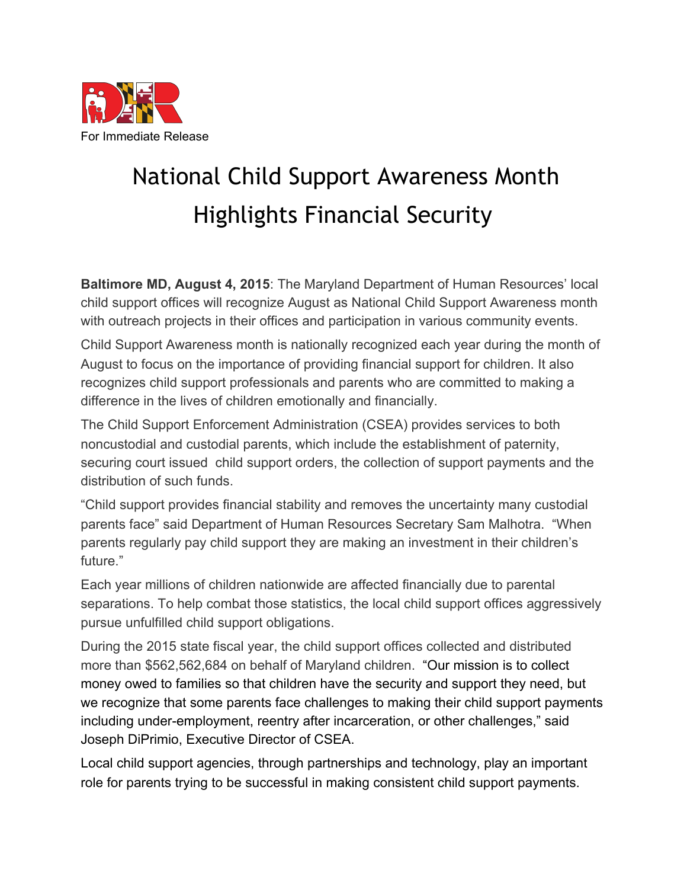For Immediate Release

# National Child Support Awareness Month Highlights Financial Security

**Baltimore MD, August 4, 2015**: The Maryland Department of Human Resources' local child support offices will recognize August as National Child Support Awareness month with outreach projects in their offices and participation in various community events.

Child Support Awareness month is nationally recognized each year during the month of August to focus on the importance of providing financial support for children. It also recognizes child support professionals and parents who are committed to making a difference in the lives of children emotionally and financially.

The Child Support Enforcement Administration (CSEA) provides services to both noncustodial and custodial parents, which include the establishment of paternity, securing court issued child support orders, the collection of support payments and the distribution of such funds.

"Child support provides financial stability and removes the uncertainty many custodial parents face" said Department of Human Resources Secretary Sam Malhotra. "When parents regularly pay child support they are making an investment in their children's future."

Each year millions of children nationwide are affected financially due to parental separations. To help combat those statistics, the local child support offices aggressively pursue unfulfilled child support obligations.

During the 2015 state fiscal year, the child support offices collected and distributed more than $562,562,684 on behalf of Maryland children. "Our mission is to collect money owed to families so that children have the security and support they need, but we recognize that some parents face challenges to making their child support payments including under-employment, reentry after incarceration, or other challenges," said Joseph DiPrimio, Executive Director of CSEA.

Local child support agencies, through partnerships and technology, play an important role for parents trying to be successful in making consistent child support payments.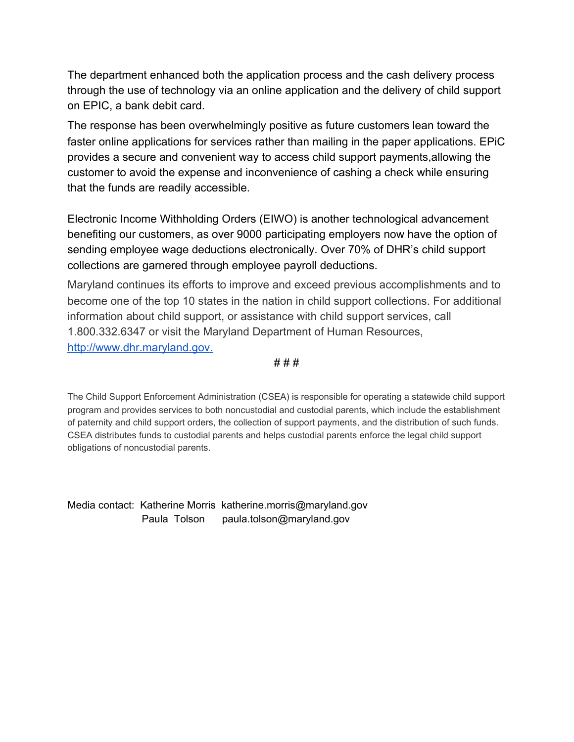The department enhanced both the application process and the cash delivery process through the use of technology via an online application and the delivery of child support on EPIC, a bank debit card.

The response has been overwhelmingly positive as future customers lean toward the faster online applications for services rather than mailing in the paper applications. EPiC provides a secure and convenient way to access child support payments,allowing the customer to avoid the expense and inconvenience of cashing a check while ensuring that the funds are readily accessible.

Electronic Income Withholding Orders (EIWO) is another technological advancement benefiting our customers, as over 9000 participating employers now have the option of sending employee wage deductions electronically. Over 70% of DHR's child support collections are garnered through employee payroll deductions.

Maryland continues its efforts to improve and exceed previous accomplishments and to become one of the top 10 states in the nation in child support collections. For additional information about child support, or assistance with child support services, call 1.800.332.6347 or visit the Maryland Department of Human Resources, [http://www.dhr.maryland.gov.](http://www.dhr.maryland.gov)

# # #

The Child Support Enforcement Administration (CSEA) is responsible for operating a statewide child support program and provides services to both noncustodial and custodial parents, which include the establishment of paternity and child support orders, the collection of support payments, and the distribution of such funds. CSEA distributes funds to custodial parents and helps custodial parents enforce the legal child support obligations of noncustodial parents.

Media contact: Katherine Morris katherine.morris@maryland.gov
Paula Tolson paula.tolson@maryland.gov